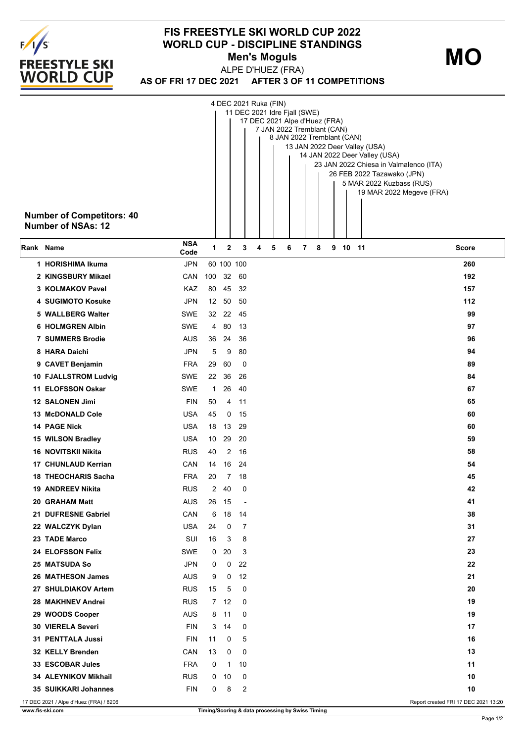# FIS FREESTYLE SKI WORLD CUP 2022
# WORLD CUP - DISCIPLINE STANDINGS
## Men's Moguls

**MO**

ALPE D'HUEZ (FRA)

**AS OF FRI 17 DEC 2021 AFTER 3 OF 11 COMPETITIONS**

1. 4 DEC 2021 Ruka (FIN)
2. 11 DEC 2021 Idre Fjall (SWE)
3. 17 DEC 2021 Alpe d'Huez (FRA)
4. 7 JAN 2022 Tremblant (CAN)
5. 8 JAN 2022 Tremblant (CAN)
6. 13 JAN 2022 Deer Valley (USA)
7. 14 JAN 2022 Deer Valley (USA)
8. 23 JAN 2022 Chiesa in Valmalenco (ITA)
9. 26 FEB 2022 Tazawako (JPN)
10. 5 MAR 2022 Kuzbass (RUS)
11. 19 MAR 2022 Megeve (FRA)

**Number of Competitors: 40**
**Number of NSAs: 12**

| Rank | Name | NSA Code | 1 | 2 | 3 | 4 | 5 | 6 | 7 | 8 | 9 | 10 | 11 | Score |
|---|---|---|---|---|---|---|---|---|---|---|---|---|---|---|
| 1 | HORISHIMA Ikuma | JPN | 60 | 100 | 100 | | | | | | | | | 260 |
| 2 | KINGSBURY Mikael | CAN | 100 | 32 | 60 | | | | | | | | | 192 |
| 3 | KOLMAKOV Pavel | KAZ | 80 | 45 | 32 | | | | | | | | | 157 |
| 4 | SUGIMOTO Kosuke | JPN | 12 | 50 | 50 | | | | | | | | | 112 |
| 5 | WALLBERG Walter | SWE | 32 | 22 | 45 | | | | | | | | | 99 |
| 6 | HOLMGREN Albin | SWE | 4 | 80 | 13 | | | | | | | | | 97 |
| 7 | SUMMERS Brodie | AUS | 36 | 24 | 36 | | | | | | | | | 96 |
| 8 | HARA Daichi | JPN | 5 | 9 | 80 | | | | | | | | | 94 |
| 9 | CAVET Benjamin | FRA | 29 | 60 | 0 | | | | | | | | | 89 |
| 10 | FJALLSTROM Ludvig | SWE | 22 | 36 | 26 | | | | | | | | | 84 |
| 11 | ELOFSSON Oskar | SWE | 1 | 26 | 40 | | | | | | | | | 67 |
| 12 | SALONEN Jimi | FIN | 50 | 4 | 11 | | | | | | | | | 65 |
| 13 | McDONALD Cole | USA | 45 | 0 | 15 | | | | | | | | | 60 |
| 14 | PAGE Nick | USA | 18 | 13 | 29 | | | | | | | | | 60 |
| 15 | WILSON Bradley | USA | 10 | 29 | 20 | | | | | | | | | 59 |
| 16 | NOVITSKII Nikita | RUS | 40 | 2 | 16 | | | | | | | | | 58 |
| 17 | CHUNLAUD Kerrian | CAN | 14 | 16 | 24 | | | | | | | | | 54 |
| 18 | THEOCHARIS Sacha | FRA | 20 | 7 | 18 | | | | | | | | | 45 |
| 19 | ANDREEV Nikita | RUS | 2 | 40 | 0 | | | | | | | | | 42 |
| 20 | GRAHAM Matt | AUS | 26 | 15 | - | | | | | | | | | 41 |
| 21 | DUFRESNE Gabriel | CAN | 6 | 18 | 14 | | | | | | | | | 38 |
| 22 | WALCZYK Dylan | USA | 24 | 0 | 7 | | | | | | | | | 31 |
| 23 | TADE Marco | SUI | 16 | 3 | 8 | | | | | | | | | 27 |
| 24 | ELOFSSON Felix | SWE | 0 | 20 | 3 | | | | | | | | | 23 |
| 25 | MATSUDA So | JPN | 0 | 0 | 22 | | | | | | | | | 22 |
| 26 | MATHESON James | AUS | 9 | 0 | 12 | | | | | | | | | 21 |
| 27 | SHULDIAKOV Artem | RUS | 15 | 5 | 0 | | | | | | | | | 20 |
| 28 | MAKHNEV Andrei | RUS | 7 | 12 | 0 | | | | | | | | | 19 |
| 29 | WOODS Cooper | AUS | 8 | 11 | 0 | | | | | | | | | 19 |
| 30 | VIERELA Severi | FIN | 3 | 14 | 0 | | | | | | | | | 17 |
| 31 | PENTTALA Jussi | FIN | 11 | 0 | 5 | | | | | | | | | 16 |
| 32 | KELLY Brenden | CAN | 13 | 0 | 0 | | | | | | | | | 13 |
| 33 | ESCOBAR Jules | FRA | 0 | 1 | 10 | | | | | | | | | 11 |
| 34 | ALEYNIKOV Mikhail | RUS | 0 | 10 | 0 | | | | | | | | | 10 |
| 35 | SUIKKARI Johannes | FIN | 0 | 8 | 2 | | | | | | | | | 10 |

17 DEC 2021 / Alpe d'Huez (FRA) / 8206 — Report created FRI 17 DEC 2021 13:20

www.fis-ski.com — Timing/Scoring & data processing by Swiss Timing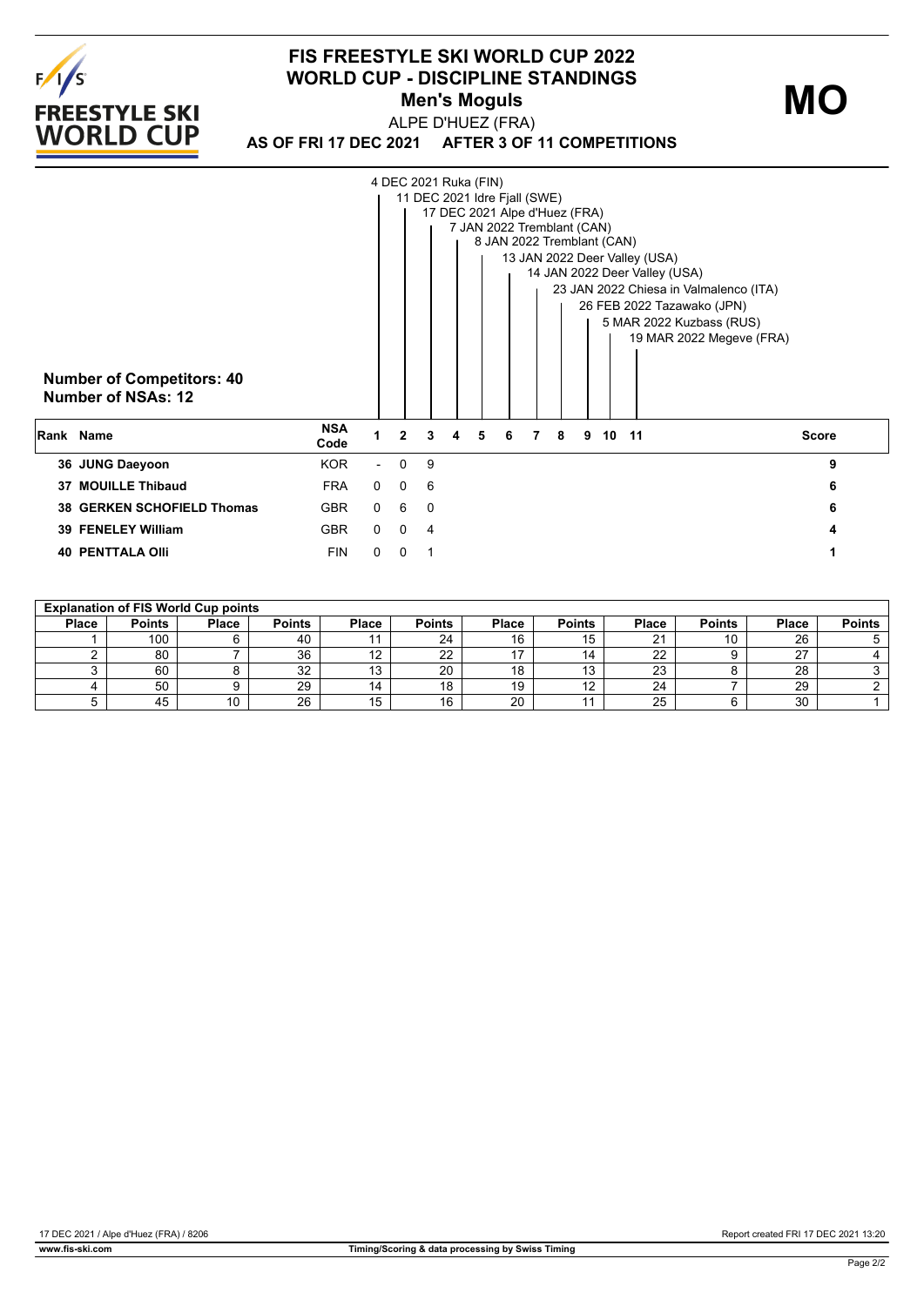# FIS FREESTYLE SKI WORLD CUP 2022
## WORLD CUP - DISCIPLINE STANDINGS
### Men's Moguls

**MO**

ALPE D'HUEZ (FRA)

**AS OF FRI 17 DEC 2021 AFTER 3 OF 11 COMPETITIONS**

1. 4 DEC 2021 Ruka (FIN)
2. 11 DEC 2021 Idre Fjall (SWE)
3. 17 DEC 2021 Alpe d'Huez (FRA)
4. 7 JAN 2022 Tremblant (CAN)
5. 8 JAN 2022 Tremblant (CAN)
6. 13 JAN 2022 Deer Valley (USA)
7. 14 JAN 2022 Deer Valley (USA)
8. 23 JAN 2022 Chiesa in Valmalenco (ITA)
9. 26 FEB 2022 Tazawako (JPN)
10. 5 MAR 2022 Kuzbass (RUS)
11. 19 MAR 2022 Megeve (FRA)

**Number of Competitors: 40**
**Number of NSAs: 12**

| Rank | Name | NSA Code | 1 | 2 | 3 | 4 | 5 | 6 | 7 | 8 | 9 | 10 | 11 | Score |
|---|---|---|---|---|---|---|---|---|---|---|---|---|---|---|
| 36 | JUNG Daeyoon | KOR | - | 0 | 9 | | | | | | | | | 9 |
| 37 | MOUILLE Thibaud | FRA | 0 | 0 | 6 | | | | | | | | | 6 |
| 38 | GERKEN SCHOFIELD Thomas | GBR | 0 | 6 | 0 | | | | | | | | | 6 |
| 39 | FENELEY William | GBR | 0 | 0 | 4 | | | | | | | | | 4 |
| 40 | PENTTALA Olli | FIN | 0 | 0 | 1 | | | | | | | | | 1 |

**Explanation of FIS World Cup points**

| Place | Points | Place | Points | Place | Points | Place | Points | Place | Points | Place | Points |
|---|---|---|---|---|---|---|---|---|---|---|---|
| 1 | 100 | 6 | 40 | 11 | 24 | 16 | 15 | 21 | 10 | 26 | 5 |
| 2 | 80 | 7 | 36 | 12 | 22 | 17 | 14 | 22 | 9 | 27 | 4 |
| 3 | 60 | 8 | 32 | 13 | 20 | 18 | 13 | 23 | 8 | 28 | 3 |
| 4 | 50 | 9 | 29 | 14 | 18 | 19 | 12 | 24 | 7 | 29 | 2 |
| 5 | 45 | 10 | 26 | 15 | 16 | 20 | 11 | 25 | 6 | 30 | 1 |

17 DEC 2021 / Alpe d'Huez (FRA) / 8206

Report created FRI 17 DEC 2021 13:20

www.fis-ski.com

Timing/Scoring & data processing by Swiss Timing